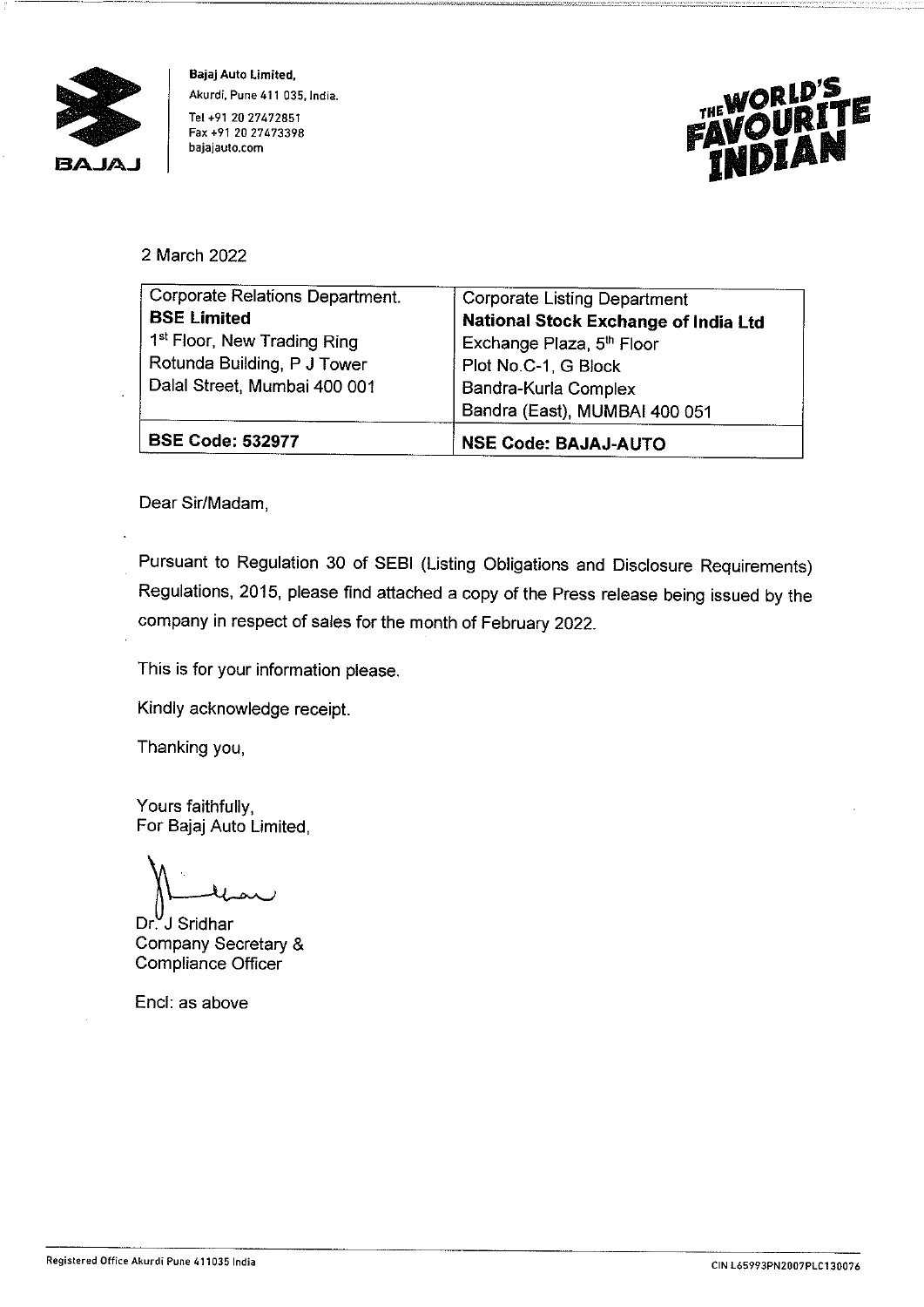**Bajaj Auto Limited,**
Akurdi, Pune 411 035, India.
Tel +91 20 27472851
Fax +91 20 27473398
bajajauto.com

THE WORLD'S FAVOURITE INDIAN

2 March 2022

| Corporate Relations Department.<br>**BSE Limited**<br>1st Floor, New Trading Ring<br>Rotunda Building, P J Tower<br>Dalal Street, Mumbai 400 001 | Corporate Listing Department<br>**National Stock Exchange of India Ltd**<br>Exchange Plaza, 5th Floor<br>Plot No.C-1, G Block<br>Bandra-Kurla Complex<br>Bandra (East), MUMBAI 400 051 |
|---|---|
| **BSE Code: 532977** | **NSE Code: BAJAJ-AUTO** |

Dear Sir/Madam,

Pursuant to Regulation 30 of SEBI (Listing Obligations and Disclosure Requirements) Regulations, 2015, please find attached a copy of the Press release being issued by the company in respect of sales for the month of February 2022.

This is for your information please.

Kindly acknowledge receipt.

Thanking you,

Yours faithfully,
For Bajaj Auto Limited,

Dr. J Sridhar
Company Secretary &
Compliance Officer

Encl: as above

Registered Office Akurdi Pune 411035 India

CIN L65993PN2007PLC130076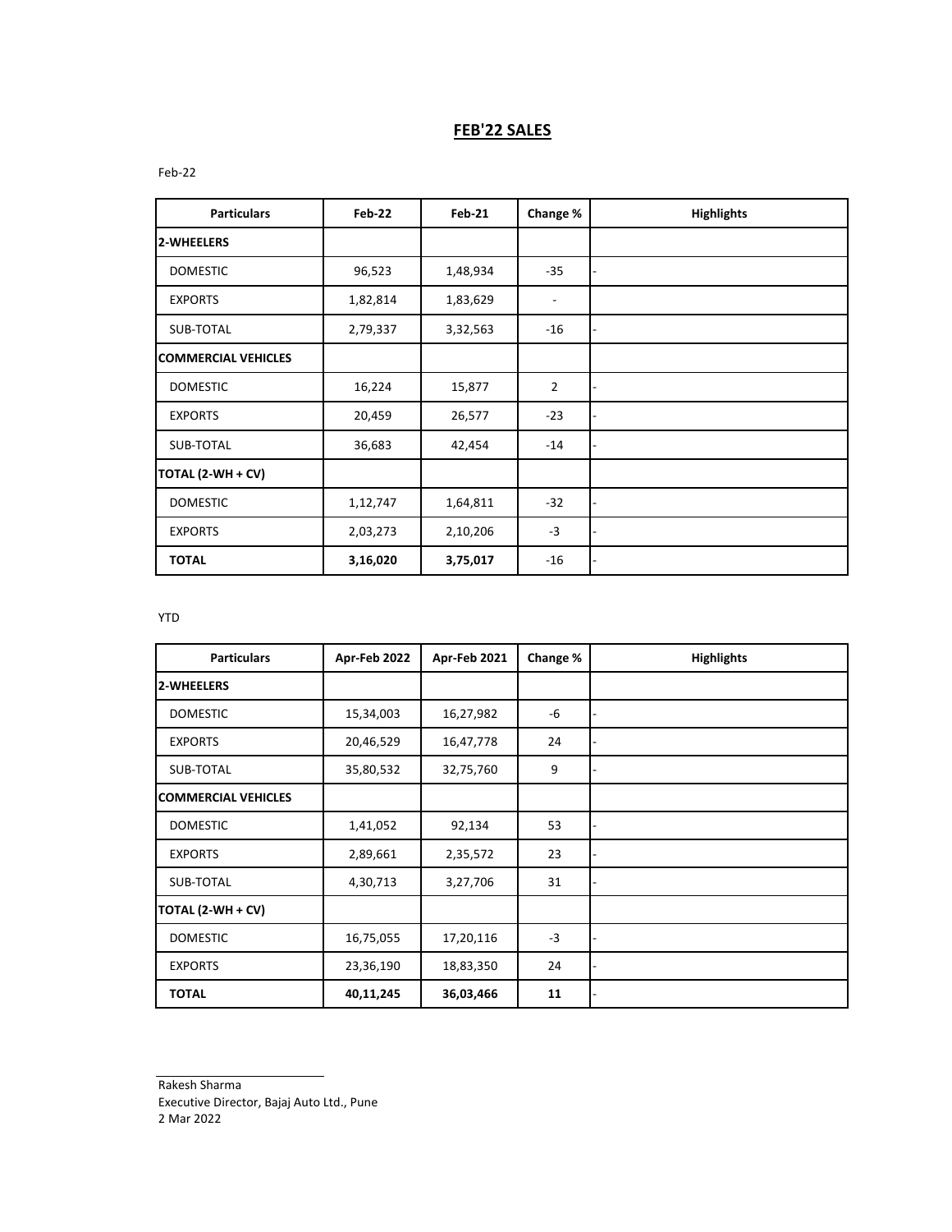# FEB'22 SALES

Feb-22

| Particulars | Feb-22 | Feb-21 | Change % | Highlights |
| --- | --- | --- | --- | --- |
| **2-WHEELERS** | | | | |
| DOMESTIC | 96,523 | 1,48,934 | -35 | - |
| EXPORTS | 1,82,814 | 1,83,629 | - | |
| SUB-TOTAL | 2,79,337 | 3,32,563 | -16 | - |
| **COMMERCIAL VEHICLES** | | | | |
| DOMESTIC | 16,224 | 15,877 | 2 | - |
| EXPORTS | 20,459 | 26,577 | -23 | - |
| SUB-TOTAL | 36,683 | 42,454 | -14 | - |
| **TOTAL (2-WH + CV)** | | | | |
| DOMESTIC | 1,12,747 | 1,64,811 | -32 | - |
| EXPORTS | 2,03,273 | 2,10,206 | -3 | - |
| **TOTAL** | **3,16,020** | **3,75,017** | -16 | - |

YTD

| Particulars | Apr-Feb 2022 | Apr-Feb 2021 | Change % | Highlights |
| --- | --- | --- | --- | --- |
| **2-WHEELERS** | | | | |
| DOMESTIC | 15,34,003 | 16,27,982 | -6 | - |
| EXPORTS | 20,46,529 | 16,47,778 | 24 | - |
| SUB-TOTAL | 35,80,532 | 32,75,760 | 9 | - |
| **COMMERCIAL VEHICLES** | | | | |
| DOMESTIC | 1,41,052 | 92,134 | 53 | - |
| EXPORTS | 2,89,661 | 2,35,572 | 23 | - |
| SUB-TOTAL | 4,30,713 | 3,27,706 | 31 | - |
| **TOTAL (2-WH + CV)** | | | | |
| DOMESTIC | 16,75,055 | 17,20,116 | -3 | - |
| EXPORTS | 23,36,190 | 18,83,350 | 24 | - |
| **TOTAL** | **40,11,245** | **36,03,466** | **11** | - |

Rakesh Sharma
Executive Director, Bajaj Auto Ltd., Pune
2 Mar 2022